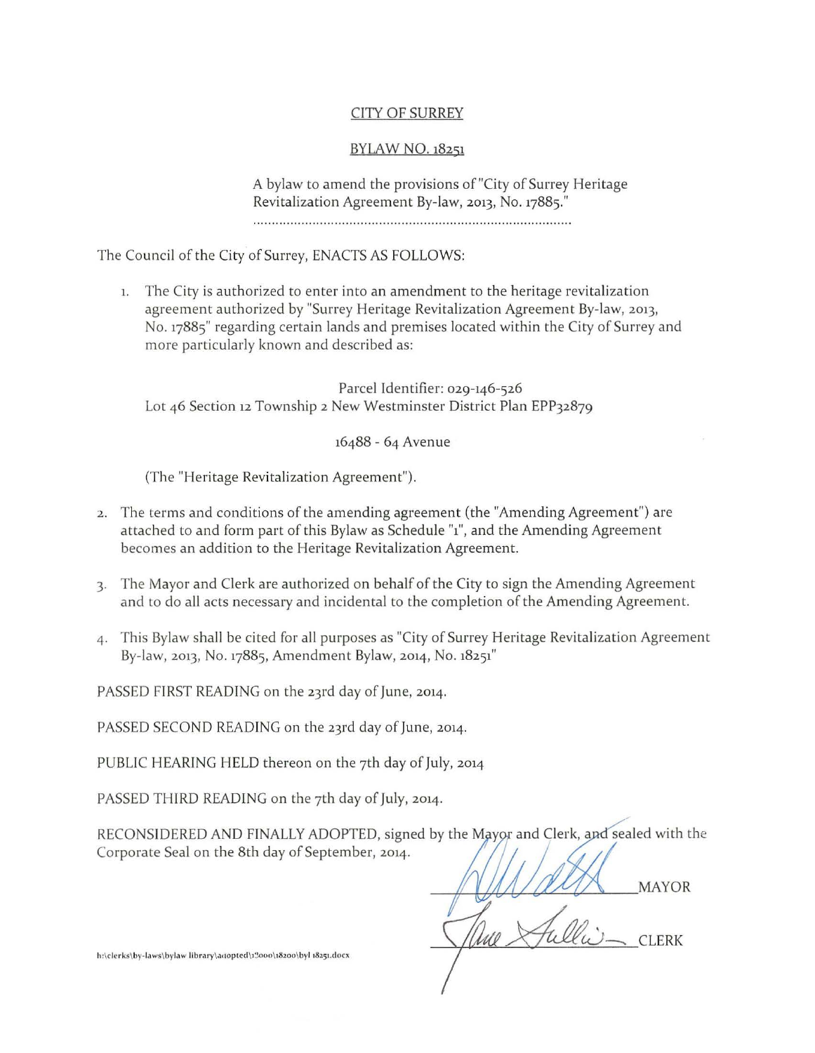CITY OF SURREY

BYLAW NO. 18251

A bylaw to amend the provisions of "City of Surrey Heritage Revitalization Agreement By-law, 2013, No. 17885."

.....................................................................................

The Council of the City of Surrey, ENACTS AS FOLLOWS:

1. The City is authorized to enter into an amendment to the heritage revitalization agreement authorized by "Surrey Heritage Revitalization Agreement By-law, 2013, No. 17885" regarding certain lands and premises located within the City of Surrey and more particularly known and described as:

   Parcel Identifier: 029-146-526
   Lot 46 Section 12 Township 2 New Westminster District Plan EPP32879

   16488 - 64 Avenue

   (The "Heritage Revitalization Agreement").

2. The terms and conditions of the amending agreement (the "Amending Agreement") are attached to and form part of this Bylaw as Schedule "1", and the Amending Agreement becomes an addition to the Heritage Revitalization Agreement.

3. The Mayor and Clerk are authorized on behalf of the City to sign the Amending Agreement and to do all acts necessary and incidental to the completion of the Amending Agreement.

4. This Bylaw shall be cited for all purposes as "City of Surrey Heritage Revitalization Agreement By-law, 2013, No. 17885, Amendment Bylaw, 2014, No. 18251"

PASSED FIRST READING on the 23rd day of June, 2014.

PASSED SECOND READING on the 23rd day of June, 2014.

PUBLIC HEARING HELD thereon on the 7th day of July, 2014

PASSED THIRD READING on the 7th day of July, 2014.

RECONSIDERED AND FINALLY ADOPTED, signed by the Mayor and Clerk, and sealed with the Corporate Seal on the 8th day of September, 2014.

_______________ MAYOR

_______________ CLERK

h:\clerks\by-laws\bylaw library\adopted\18000\18200\byl 18251.docx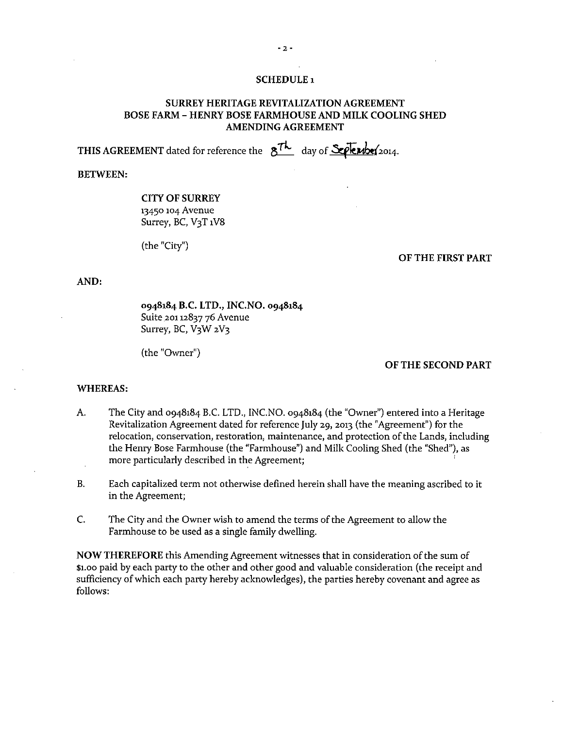# SCHEDULE 1

## SURREY HERITAGE REVITALIZATION AGREEMENT BOSE FARM – HENRY BOSE FARMHOUSE AND MILK COOLING SHED AMENDING AGREEMENT

**THIS AGREEMENT** dated for reference the 8th day of September 2014.

**BETWEEN:**

**CITY OF SURREY**
13450 104 Avenue
Surrey, BC, V3T 1V8

(the "City")

**OF THE FIRST PART**

**AND:**

**0948184 B.C. LTD., INC.NO. 0948184**
Suite 201 12837 76 Avenue
Surrey, BC, V3W 2V3

(the "Owner")

**OF THE SECOND PART**

**WHEREAS:**

A. The City and 0948184 B.C. LTD., INC.NO. 0948184 (the "Owner") entered into a Heritage Revitalization Agreement dated for reference July 29, 2013 (the "Agreement") for the relocation, conservation, restoration, maintenance, and protection of the Lands, including the Henry Bose Farmhouse (the "Farmhouse") and Milk Cooling Shed (the "Shed"), as more particularly described in the Agreement;

B. Each capitalized term not otherwise defined herein shall have the meaning ascribed to it in the Agreement;

C. The City and the Owner wish to amend the terms of the Agreement to allow the Farmhouse to be used as a single family dwelling.

**NOW THEREFORE** this Amending Agreement witnesses that in consideration of the sum of $1.00 paid by each party to the other and other good and valuable consideration (the receipt and sufficiency of which each party hereby acknowledges), the parties hereby covenant and agree as follows: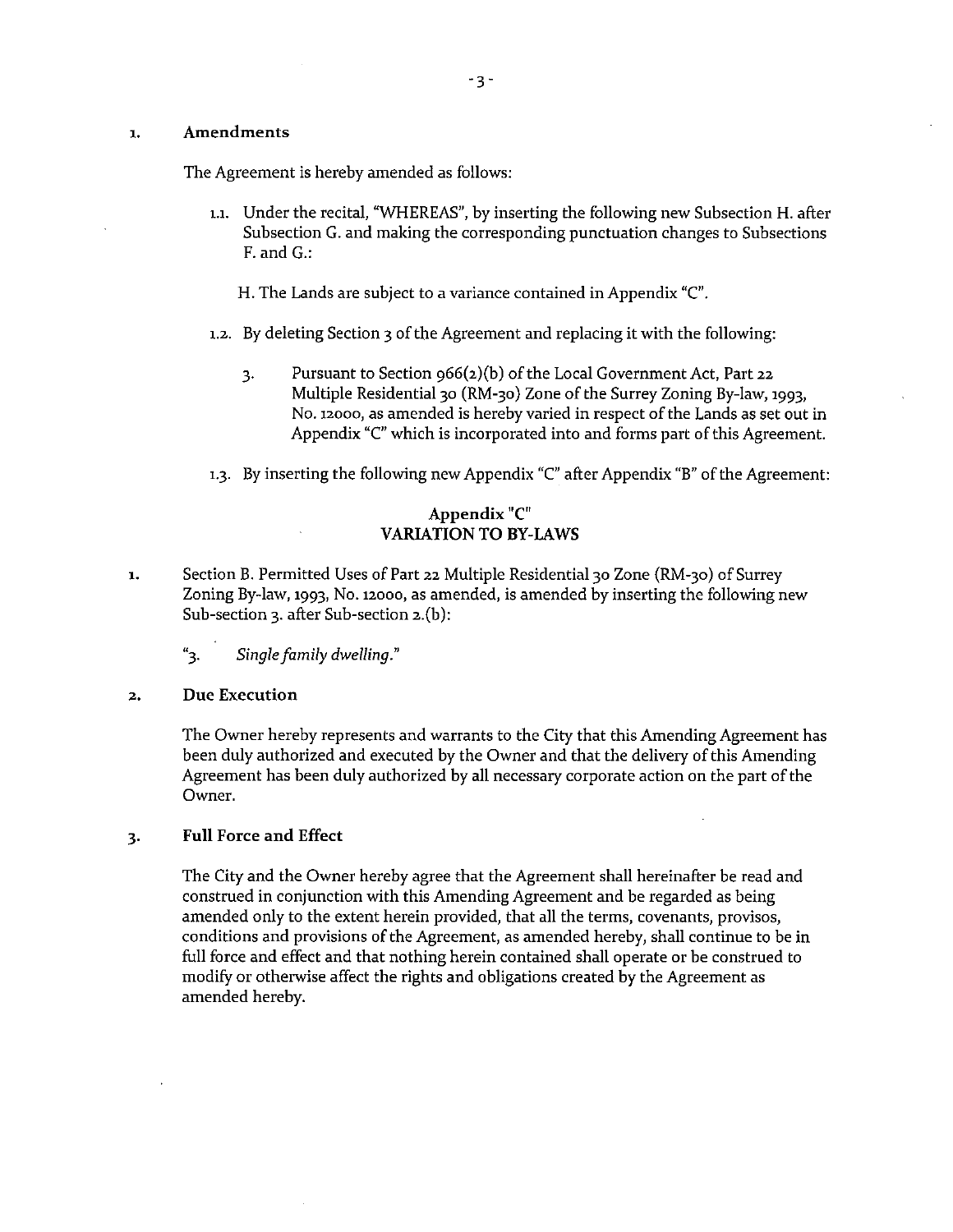1. **Amendments**

The Agreement is hereby amended as follows:

1.1. Under the recital, "WHEREAS", by inserting the following new Subsection H. after Subsection G. and making the corresponding punctuation changes to Subsections F. and G.:

H. The Lands are subject to a variance contained in Appendix "C".

1.2. By deleting Section 3 of the Agreement and replacing it with the following:

3. Pursuant to Section 966(2)(b) of the Local Government Act, Part 22 Multiple Residential 30 (RM-30) Zone of the Surrey Zoning By-law, 1993, No. 12000, as amended is hereby varied in respect of the Lands as set out in Appendix "C" which is incorporated into and forms part of this Agreement.

1.3. By inserting the following new Appendix "C" after Appendix "B" of the Agreement:

**Appendix "C"**
**VARIATION TO BY-LAWS**

1. Section B. Permitted Uses of Part 22 Multiple Residential 30 Zone (RM-30) of Surrey Zoning By-law, 1993, No. 12000, as amended, is amended by inserting the following new Sub-section 3. after Sub-section 2.(b):

"3. *Single family dwelling.*"

2. **Due Execution**

The Owner hereby represents and warrants to the City that this Amending Agreement has been duly authorized and executed by the Owner and that the delivery of this Amending Agreement has been duly authorized by all necessary corporate action on the part of the Owner.

3. **Full Force and Effect**

The City and the Owner hereby agree that the Agreement shall hereinafter be read and construed in conjunction with this Amending Agreement and be regarded as being amended only to the extent herein provided, that all the terms, covenants, provisos, conditions and provisions of the Agreement, as amended hereby, shall continue to be in full force and effect and that nothing herein contained shall operate or be construed to modify or otherwise affect the rights and obligations created by the Agreement as amended hereby.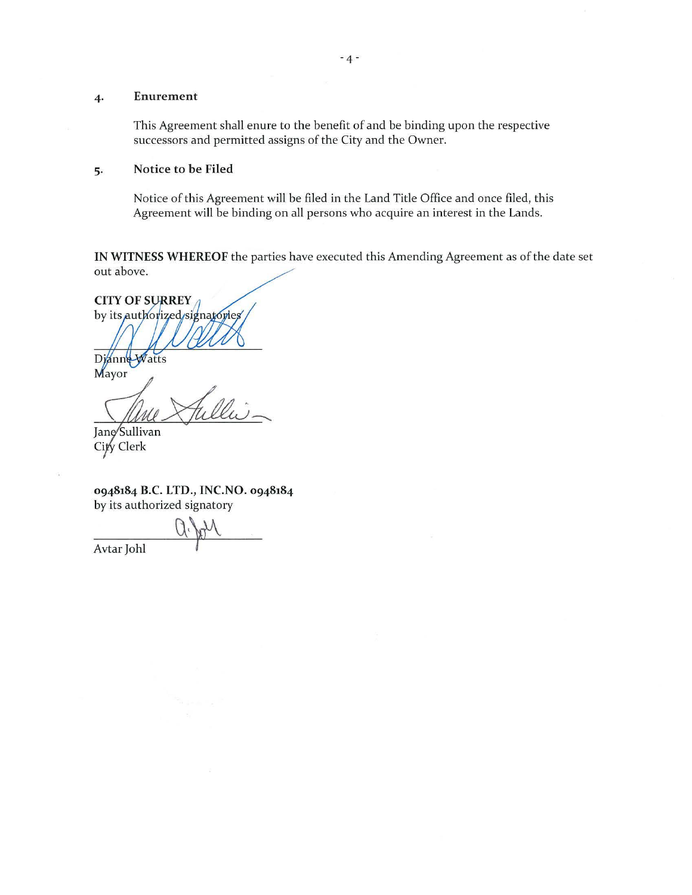4. **Enurement**

   This Agreement shall enure to the benefit of and be binding upon the respective successors and permitted assigns of the City and the Owner.

5. **Notice to be Filed**

   Notice of this Agreement will be filed in the Land Title Office and once filed, this Agreement will be binding on all persons who acquire an interest in the Lands.

**IN WITNESS WHEREOF** the parties have executed this Amending Agreement as of the date set out above.

**CITY OF SURREY**
by its authorized signatories

\_\_\_\_\_\_\_\_\_\_\_\_\_\_\_\_\_\_\_\_\_\_\_\_\_\_\_\_
Dianne Watts
Mayor

\_\_\_\_\_\_\_\_\_\_\_\_\_\_\_\_\_\_\_\_\_\_\_\_\_\_\_\_
Jane Sullivan
City Clerk

**0948184 B.C. LTD., INC.NO. 0948184**
by its authorized signatory

\_\_\_\_\_\_\_\_\_\_\_\_\_\_\_\_\_\_\_\_\_\_\_\_\_\_\_\_
Avtar Johl